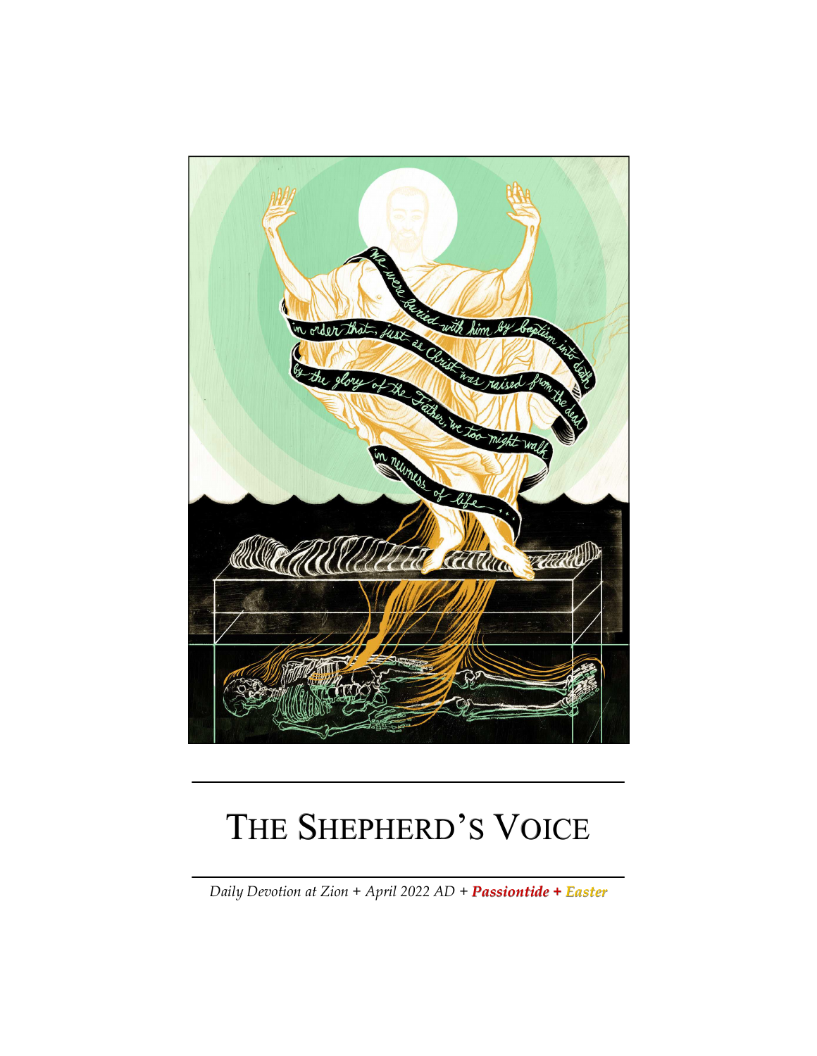# The Shepherd's Voice

*Daily Devotion at Zion + April 2022 AD +* ***Passiontide + Easter***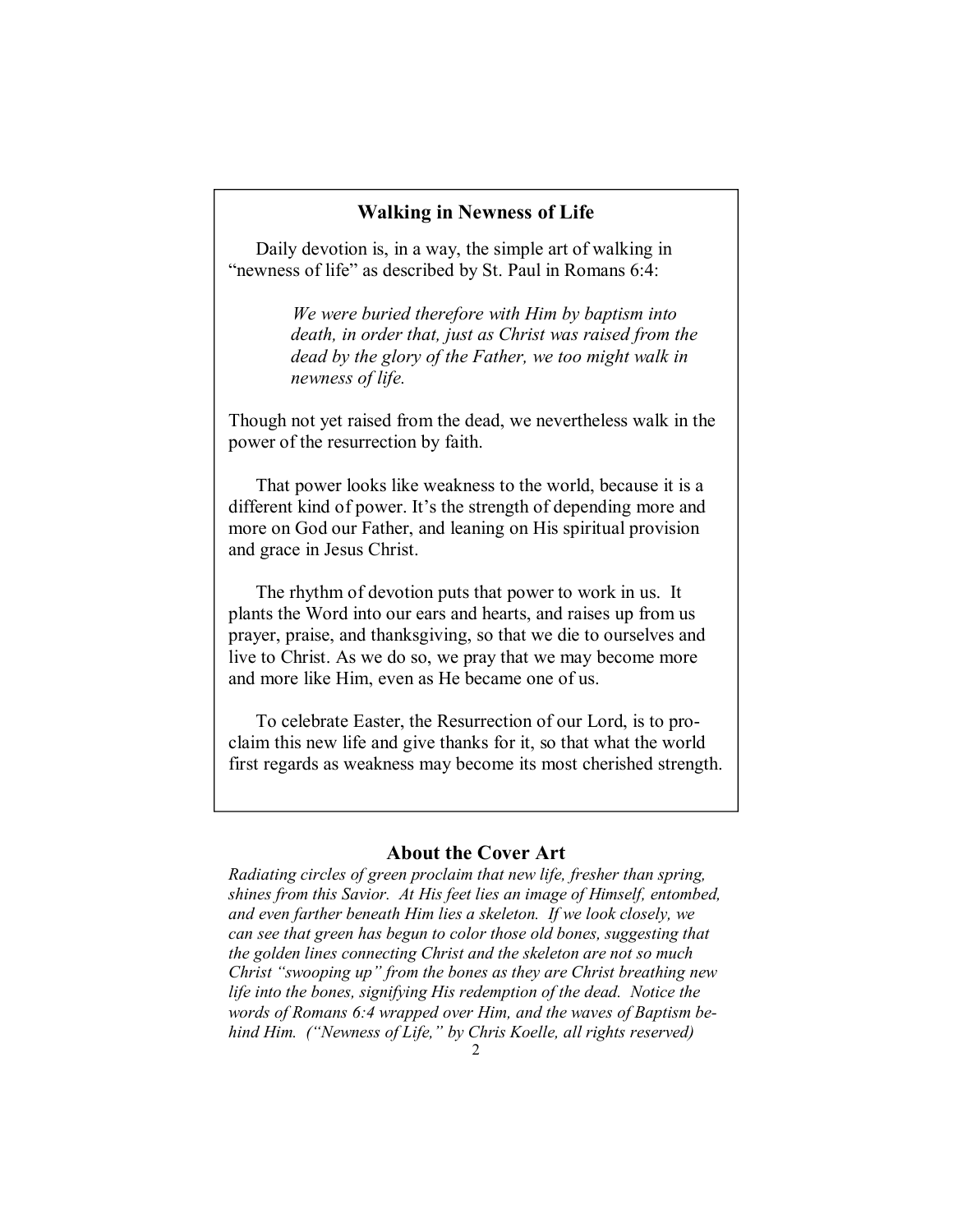## Walking in Newness of Life

Daily devotion is, in a way, the simple art of walking in "newness of life" as described by St. Paul in Romans 6:4:

> *We were buried therefore with Him by baptism into death, in order that, just as Christ was raised from the dead by the glory of the Father, we too might walk in newness of life.*

Though not yet raised from the dead, we nevertheless walk in the power of the resurrection by faith.

That power looks like weakness to the world, because it is a different kind of power. It's the strength of depending more and more on God our Father, and leaning on His spiritual provision and grace in Jesus Christ.

The rhythm of devotion puts that power to work in us. It plants the Word into our ears and hearts, and raises up from us prayer, praise, and thanksgiving, so that we die to ourselves and live to Christ. As we do so, we pray that we may become more and more like Him, even as He became one of us.

To celebrate Easter, the Resurrection of our Lord, is to proclaim this new life and give thanks for it, so that what the world first regards as weakness may become its most cherished strength.

## About the Cover Art

*Radiating circles of green proclaim that new life, fresher than spring, shines from this Savior. At His feet lies an image of Himself, entombed, and even farther beneath Him lies a skeleton. If we look closely, we can see that green has begun to color those old bones, suggesting that the golden lines connecting Christ and the skeleton are not so much Christ "swooping up" from the bones as they are Christ breathing new life into the bones, signifying His redemption of the dead. Notice the words of Romans 6:4 wrapped over Him, and the waves of Baptism behind Him. ("Newness of Life," by Chris Koelle, all rights reserved)*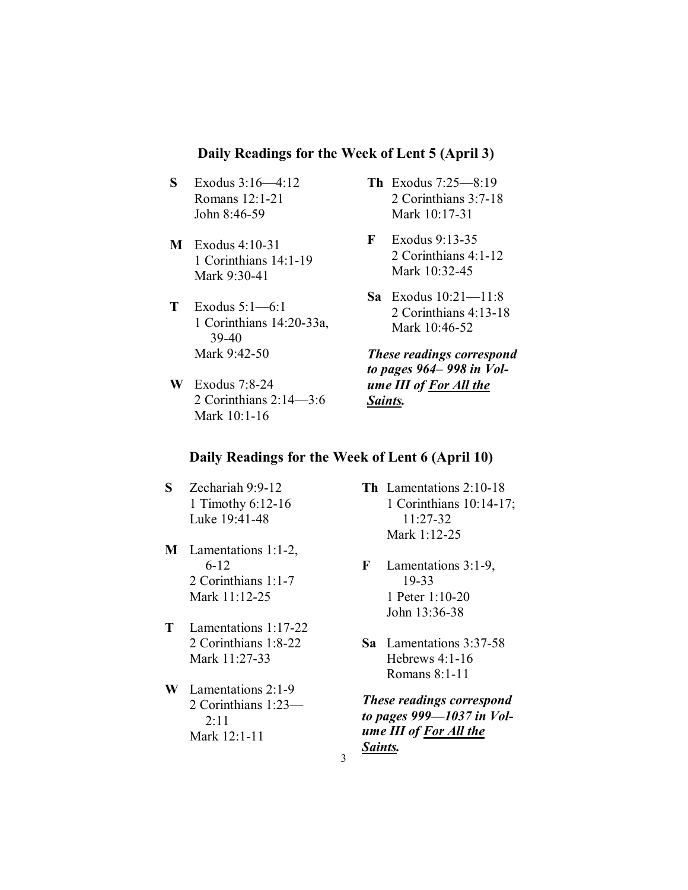## Daily Readings for the Week of Lent 5 (April 3)

**S** Exodus 3:16—4:12
Romans 12:1-21
John 8:46-59

**M** Exodus 4:10-31
1 Corinthians 14:1-19
Mark 9:30-41

**T** Exodus 5:1—6:1
1 Corinthians 14:20-33a, 39-40
Mark 9:42-50

**W** Exodus 7:8-24
2 Corinthians 2:14—3:6
Mark 10:1-16

**Th** Exodus 7:25—8:19
2 Corinthians 3:7-18
Mark 10:17-31

**F** Exodus 9:13-35
2 Corinthians 4:1-12
Mark 10:32-45

**Sa** Exodus 10:21—11:8
2 Corinthians 4:13-18
Mark 10:46-52

***These readings correspond to pages 964– 998 in Volume III of For All the Saints.***

## Daily Readings for the Week of Lent 6 (April 10)

**S** Zechariah 9:9-12
1 Timothy 6:12-16
Luke 19:41-48

**M** Lamentations 1:1-2, 6-12
2 Corinthians 1:1-7
Mark 11:12-25

**T** Lamentations 1:17-22
2 Corinthians 1:8-22
Mark 11:27-33

**W** Lamentations 2:1-9
2 Corinthians 1:23—2:11
Mark 12:1-11

**Th** Lamentations 2:10-18
1 Corinthians 10:14-17; 11:27-32
Mark 1:12-25

**F** Lamentations 3:1-9, 19-33
1 Peter 1:10-20
John 13:36-38

**Sa** Lamentations 3:37-58
Hebrews 4:1-16
Romans 8:1-11

***These readings correspond to pages 999—1037 in Volume III of For All the Saints.***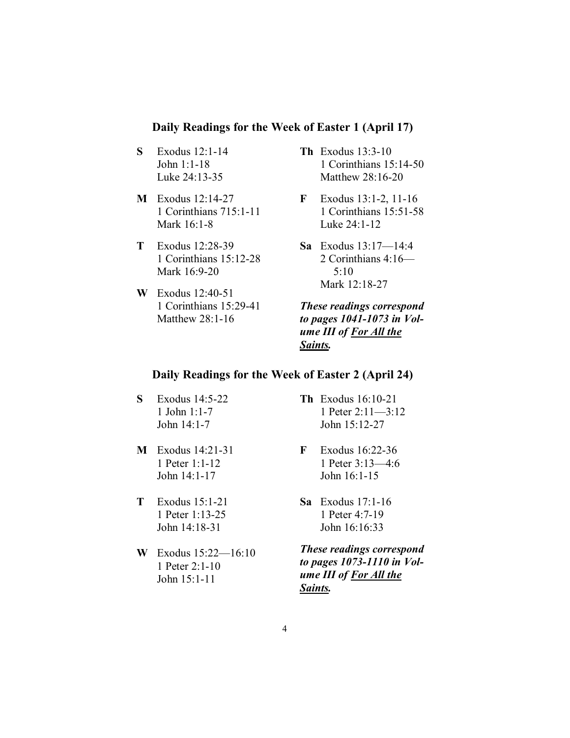## Daily Readings for the Week of Easter 1 (April 17)

**S** Exodus 12:1-14
John 1:1-18
Luke 24:13-35

**M** Exodus 12:14-27
1 Corinthians 715:1-11
Mark 16:1-8

**T** Exodus 12:28-39
1 Corinthians 15:12-28
Mark 16:9-20

**W** Exodus 12:40-51
1 Corinthians 15:29-41
Matthew 28:1-16

**Th** Exodus 13:3-10
1 Corinthians 15:14-50
Matthew 28:16-20

**F** Exodus 13:1-2, 11-16
1 Corinthians 15:51-58
Luke 24:1-12

**Sa** Exodus 13:17—14:4
2 Corinthians 4:16—5:10
Mark 12:18-27

***These readings correspond to pages 1041-1073 in Volume III of <u>For All the Saints</u>.***

## Daily Readings for the Week of Easter 2 (April 24)

**S** Exodus 14:5-22
1 John 1:1-7
John 14:1-7

**M** Exodus 14:21-31
1 Peter 1:1-12
John 14:1-17

**T** Exodus 15:1-21
1 Peter 1:13-25
John 14:18-31

**W** Exodus 15:22—16:10
1 Peter 2:1-10
John 15:1-11

**Th** Exodus 16:10-21
1 Peter 2:11—3:12
John 15:12-27

**F** Exodus 16:22-36
1 Peter 3:13—4:6
John 16:1-15

**Sa** Exodus 17:1-16
1 Peter 4:7-19
John 16:16:33

***These readings correspond to pages 1073-1110 in Volume III of <u>For All the Saints</u>.***